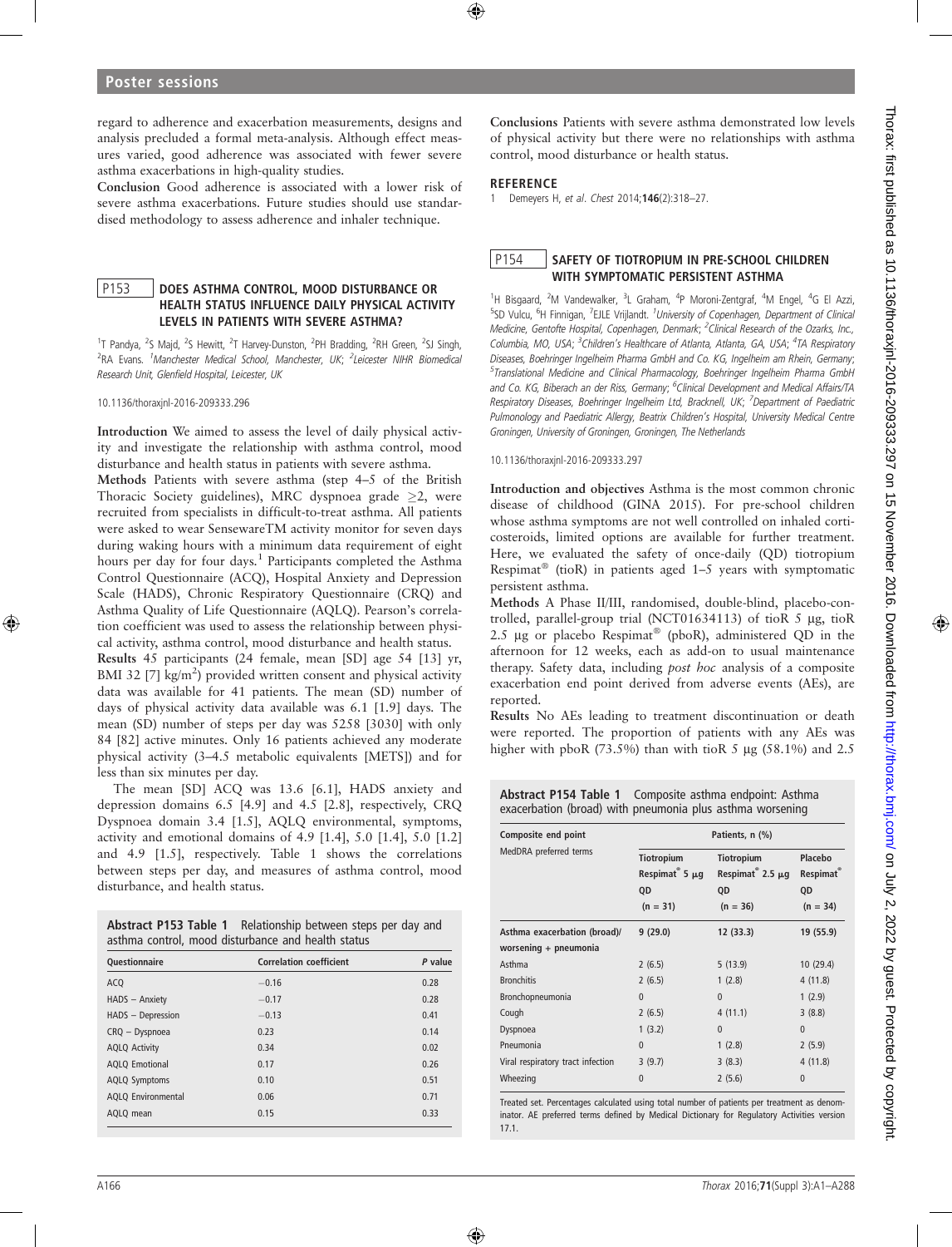regard to adherence and exacerbation measurements, designs and analysis precluded a formal meta-analysis. Although effect measures varied, good adherence was associated with fewer severe asthma exacerbations in high-quality studies.

**Conclusion** Good adherence is associated with a lower risk of severe asthma exacerbations. Future studies should use standardised methodology to assess adherence and inhaler technique.

## P153 DOES ASTHMA CONTROL, MOOD DISTURBANCE OR HEALTH STATUS INFLUENCE DAILY PHYSICAL ACTIVITY LEVELS IN PATIENTS WITH SEVERE ASTHMA?

[1]T Pandya, [2]S Majd, [2]S Hewitt, [2]T Harvey-Dunston, [2]PH Bradding, [2]RH Green, [2]SJ Singh, [2]RA Evans. *[1]Manchester Medical School, Manchester, UK; [2]Leicester NIHR Biomedical Research Unit, Glenfield Hospital, Leicester, UK*

10.1136/thoraxjnl-2016-209333.296

**Introduction** We aimed to assess the level of daily physical activity and investigate the relationship with asthma control, mood disturbance and health status in patients with severe asthma.

**Methods** Patients with severe asthma (step 4–5 of the British Thoracic Society guidelines), MRC dyspnoea grade ≥2, were recruited from specialists in difficult-to-treat asthma. All patients were asked to wear SensewareTM activity monitor for seven days during waking hours with a minimum data requirement of eight hours per day for four days.[1] Participants completed the Asthma Control Questionnaire (ACQ), Hospital Anxiety and Depression Scale (HADS), Chronic Respiratory Questionnaire (CRQ) and Asthma Quality of Life Questionnaire (AQLQ). Pearson's correlation coefficient was used to assess the relationship between physical activity, asthma control, mood disturbance and health status.

**Results** 45 participants (24 female, mean [SD] age 54 [13] yr, BMI 32 [7] kg/m$^2$) provided written consent and physical activity data was available for 41 patients. The mean (SD) number of days of physical activity data available was 6.1 [1.9] days. The mean (SD) number of steps per day was 5258 [3030] with only 84 [82] active minutes. Only 16 patients achieved any moderate physical activity (3–4.5 metabolic equivalents [METS]) and for less than six minutes per day.

The mean [SD] ACQ was 13.6 [6.1], HADS anxiety and depression domains 6.5 [4.9] and 4.5 [2.8], respectively, CRQ Dyspnoea domain 3.4 [1.5], AQLQ environmental, symptoms, activity and emotional domains of 4.9 [1.4], 5.0 [1.4], 5.0 [1.2] and 4.9 [1.5], respectively. Table 1 shows the correlations between steps per day, and measures of asthma control, mood disturbance, and health status.

**Abstract P153 Table 1** Relationship between steps per day and asthma control, mood disturbance and health status

| Questionnaire | Correlation coefficient | *P* value |
|---|---|---|
| ACQ | −0.16 | 0.28 |
| HADS – Anxiety | −0.17 | 0.28 |
| HADS – Depression | −0.13 | 0.41 |
| CRQ – Dyspnoea | 0.23 | 0.14 |
| AQLQ Activity | 0.34 | 0.02 |
| AQLQ Emotional | 0.17 | 0.26 |
| AQLQ Symptoms | 0.10 | 0.51 |
| AQLQ Environmental | 0.06 | 0.71 |
| AQLQ mean | 0.15 | 0.33 |

**Conclusions** Patients with severe asthma demonstrated low levels of physical activity but there were no relationships with asthma control, mood disturbance or health status.

### REFERENCE

1 Demeyers H, *et al*. *Chest* 2014;**146**(2):318–27.

## P154 SAFETY OF TIOTROPIUM IN PRE-SCHOOL CHILDREN WITH SYMPTOMATIC PERSISTENT ASTHMA

[1]H Bisgaard, [2]M Vandewalker, [3]L Graham, [4]P Moroni-Zentgraf, [4]M Engel, [4]G El Azzi, [5]SD Vulcu, [6]H Finnigan, [7]EJLE Vrijlandt. *[1]University of Copenhagen, Department of Clinical Medicine, Gentofte Hospital, Copenhagen, Denmark; [2]Clinical Research of the Ozarks, Inc., Columbia, MO, USA; [3]Children's Healthcare of Atlanta, Atlanta, GA, USA; [4]TA Respiratory Diseases, Boehringer Ingelheim Pharma GmbH and Co. KG, Ingelheim am Rhein, Germany; [5]Translational Medicine and Clinical Pharmacology, Boehringer Ingelheim Pharma GmbH and Co. KG, Biberach an der Riss, Germany; [6]Clinical Development and Medical Affairs/TA Respiratory Diseases, Boehringer Ingelheim Ltd, Bracknell, UK; [7]Department of Paediatric Pulmonology and Paediatric Allergy, Beatrix Children's Hospital, University Medical Centre Groningen, University of Groningen, Groningen, The Netherlands*

10.1136/thoraxjnl-2016-209333.297

**Introduction and objectives** Asthma is the most common chronic disease of childhood (GINA 2015). For pre-school children whose asthma symptoms are not well controlled on inhaled corticosteroids, limited options are available for further treatment. Here, we evaluated the safety of once-daily (QD) tiotropium Respimat® (tioR) in patients aged 1–5 years with symptomatic persistent asthma.

**Methods** A Phase II/III, randomised, double-blind, placebo-controlled, parallel-group trial (NCT01634113) of tioR 5 µg, tioR 2.5 µg or placebo Respimat® (pboR), administered QD in the afternoon for 12 weeks, each as add-on to usual maintenance therapy. Safety data, including *post hoc* analysis of a composite exacerbation end point derived from adverse events (AEs), are reported.

**Results** No AEs leading to treatment discontinuation or death were reported. The proportion of patients with any AEs was higher with pboR (73.5%) than with tioR 5 µg (58.1%) and 2.5

**Abstract P154 Table 1** Composite asthma endpoint: Asthma exacerbation (broad) with pneumonia plus asthma worsening

| Composite end point<br>MedDRA preferred terms | Patients, n (%) | | |
|---|---|---|---|
| | Tiotropium Respimat® 5 µg QD (n = 31) | Tiotropium Respimat® 2.5 µg QD (n = 36) | Placebo Respimat® QD (n = 34) |
| **Asthma exacerbation (broad)/ worsening + pneumonia** | 9 (29.0) | 12 (33.3) | 19 (55.9) |
| Asthma | 2 (6.5) | 5 (13.9) | 10 (29.4) |
| Bronchitis | 2 (6.5) | 1 (2.8) | 4 (11.8) |
| Bronchopneumonia | 0 | 0 | 1 (2.9) |
| Cough | 2 (6.5) | 4 (11.1) | 3 (8.8) |
| Dyspnoea | 1 (3.2) | 0 | 0 |
| Pneumonia | 0 | 1 (2.8) | 2 (5.9) |
| Viral respiratory tract infection | 3 (9.7) | 3 (8.3) | 4 (11.8) |
| Wheezing | 0 | 2 (5.6) | 0 |

Treated set. Percentages calculated using total number of patients per treatment as denominator. AE preferred terms defined by Medical Dictionary for Regulatory Activities version 17.1.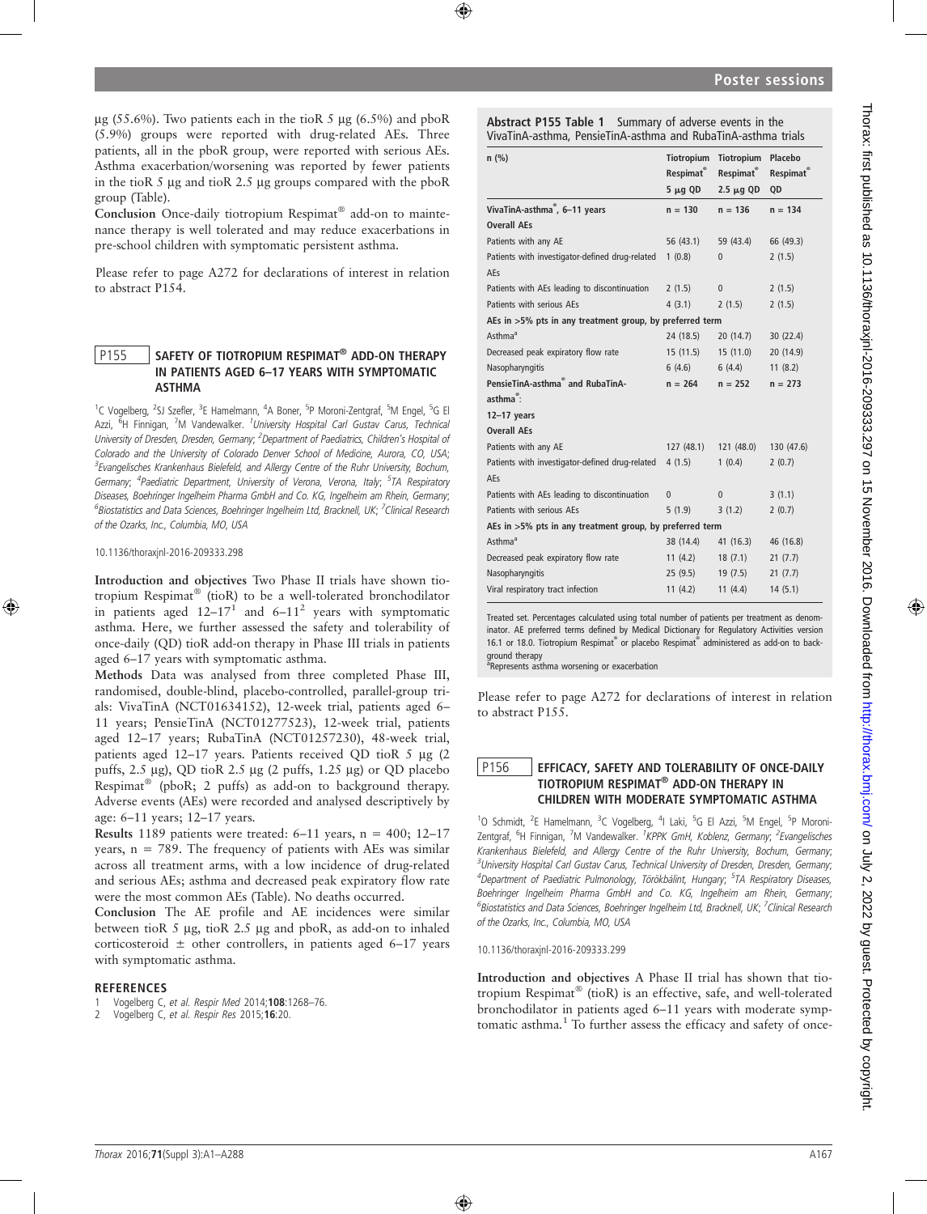μg (55.6%). Two patients each in the tioR 5 μg (6.5%) and pboR (5.9%) groups were reported with drug-related AEs. Three patients, all in the pboR group, were reported with serious AEs. Asthma exacerbation/worsening was reported by fewer patients in the tioR 5 μg and tioR 2.5 μg groups compared with the pboR group (Table).

**Conclusion** Once-daily tiotropium Respimat® add-on to maintenance therapy is well tolerated and may reduce exacerbations in pre-school children with symptomatic persistent asthma.

Please refer to page A272 for declarations of interest in relation to abstract P154.

## P155 SAFETY OF TIOTROPIUM RESPIMAT® ADD-ON THERAPY IN PATIENTS AGED 6–17 YEARS WITH SYMPTOMATIC ASTHMA

[1]C Vogelberg, [2]SJ Szefler, [3]E Hamelmann, [4]A Boner, [5]P Moroni-Zentgraf, [5]M Engel, [5]G El Azzi, [6]H Finnigan, [7]M Vandewalker. [1]*University Hospital Carl Gustav Carus, Technical University of Dresden, Dresden, Germany*; [2]*Department of Paediatrics, Children's Hospital of Colorado and the University of Colorado Denver School of Medicine, Aurora, CO, USA*; [3]*Evangelisches Krankenhaus Bielefeld, and Allergy Centre of the Ruhr University, Bochum, Germany*; [4]*Paediatric Department, University of Verona, Verona, Italy*; [5]*TA Respiratory Diseases, Boehringer Ingelheim Pharma GmbH and Co. KG, Ingelheim am Rhein, Germany*; [6]*Biostatistics and Data Sciences, Boehringer Ingelheim Ltd, Bracknell, UK*; [7]*Clinical Research of the Ozarks, Inc., Columbia, MO, USA*

10.1136/thoraxjnl-2016-209333.298

**Introduction and objectives** Two Phase II trials have shown tiotropium Respimat® (tioR) to be a well-tolerated bronchodilator in patients aged 12–17[1] and 6–11[2] years with symptomatic asthma. Here, we further assessed the safety and tolerability of once-daily (QD) tioR add-on therapy in Phase III trials in patients aged 6–17 years with symptomatic asthma.

**Methods** Data was analysed from three completed Phase III, randomised, double-blind, placebo-controlled, parallel-group trials: VivaTinA (NCT01634152), 12-week trial, patients aged 6–11 years; PensieTinA (NCT01277523), 12-week trial, patients aged 12–17 years; RubaTinA (NCT01257230), 48-week trial, patients aged 12–17 years. Patients received QD tioR 5 μg (2 puffs, 2.5 μg), QD tioR 2.5 μg (2 puffs, 1.25 μg) or QD placebo Respimat® (pboR; 2 puffs) as add-on to background therapy. Adverse events (AEs) were recorded and analysed descriptively by age: 6–11 years; 12–17 years.

**Results** 1189 patients were treated: 6–11 years, n = 400; 12–17 years, n = 789. The frequency of patients with AEs was similar across all treatment arms, with a low incidence of drug-related and serious AEs; asthma and decreased peak expiratory flow rate were the most common AEs (Table). No deaths occurred.

**Conclusion** The AE profile and AE incidences were similar between tioR 5 μg, tioR 2.5 μg and pboR, as add-on to inhaled corticosteroid ± other controllers, in patients aged 6–17 years with symptomatic asthma.

### REFERENCES

1. Vogelberg C, *et al. Respir Med* 2014;**108**:1268–76.
2. Vogelberg C, *et al. Respir Res* 2015;**16**:20.

**Abstract P155 Table 1** Summary of adverse events in the VivaTinA-asthma, PensieTinA-asthma and RubaTinA-asthma trials

| n (%) | Tiotropium Respimat® 5 μg QD | Tiotropium Respimat® 2.5 μg QD | Placebo Respimat® QD |
|---|---|---|---|
| **VivaTinA-asthma®, 6–11 years** | **n = 130** | **n = 136** | **n = 134** |
| **Overall AEs** | | | |
| Patients with any AE | 56 (43.1) | 59 (43.4) | 66 (49.3) |
| Patients with investigator-defined drug-related AEs | 1 (0.8) | 0 | 2 (1.5) |
| Patients with AEs leading to discontinuation | 2 (1.5) | 0 | 2 (1.5) |
| Patients with serious AEs | 4 (3.1) | 2 (1.5) | 2 (1.5) |
| **AEs in >5% pts in any treatment group, by preferred term** | | | |
| Asthma[a] | 24 (18.5) | 20 (14.7) | 30 (22.4) |
| Decreased peak expiratory flow rate | 15 (11.5) | 15 (11.0) | 20 (14.9) |
| Nasopharyngitis | 6 (4.6) | 6 (4.4) | 11 (8.2) |
| **PensieTinA-asthma® and RubaTinA-asthma®:** | **n = 264** | **n = 252** | **n = 273** |
| **12–17 years** | | | |
| **Overall AEs** | | | |
| Patients with any AE | 127 (48.1) | 121 (48.0) | 130 (47.6) |
| Patients with investigator-defined drug-related AEs | 4 (1.5) | 1 (0.4) | 2 (0.7) |
| Patients with AEs leading to discontinuation | 0 | 0 | 3 (1.1) |
| Patients with serious AEs | 5 (1.9) | 3 (1.2) | 2 (0.7) |
| **AEs in >5% pts in any treatment group, by preferred term** | | | |
| Asthma[a] | 38 (14.4) | 41 (16.3) | 46 (16.8) |
| Decreased peak expiratory flow rate | 11 (4.2) | 18 (7.1) | 21 (7.7) |
| Nasopharyngitis | 25 (9.5) | 19 (7.5) | 21 (7.7) |
| Viral respiratory tract infection | 11 (4.2) | 11 (4.4) | 14 (5.1) |

Treated set. Percentages calculated using total number of patients per treatment as denominator. AE preferred terms defined by Medical Dictionary for Regulatory Activities version 16.1 or 18.0. Tiotropium Respimat® or placebo Respimat® administered as add-on to background therapy
[a]Represents asthma worsening or exacerbation

Please refer to page A272 for declarations of interest in relation to abstract P155.

## P156 EFFICACY, SAFETY AND TOLERABILITY OF ONCE-DAILY TIOTROPIUM RESPIMAT® ADD-ON THERAPY IN CHILDREN WITH MODERATE SYMPTOMATIC ASTHMA

[1]O Schmidt, [2]E Hamelmann, [3]C Vogelberg, [4]I Laki, [5]G El Azzi, [5]M Engel, [5]P Moroni-Zentgraf, [6]H Finnigan, [7]M Vandewalker. [1]*KPPK GmH, Koblenz, Germany*; [2]*Evangelisches Krankenhaus Bielefeld, and Allergy Centre of the Ruhr University, Bochum, Germany*; [3]*University Hospital Carl Gustav Carus, Technical University of Dresden, Dresden, Germany*; [4]*Department of Paediatric Pulmonology, Törökbálint, Hungary*; [5]*TA Respiratory Diseases, Boehringer Ingelheim Pharma GmbH and Co. KG, Ingelheim am Rhein, Germany*; [6]*Biostatistics and Data Sciences, Boehringer Ingelheim Ltd, Bracknell, UK*; [7]*Clinical Research of the Ozarks, Inc., Columbia, MO, USA*

10.1136/thoraxjnl-2016-209333.299

**Introduction and objectives** A Phase II trial has shown that tiotropium Respimat® (tioR) is an effective, safe, and well-tolerated bronchodilator in patients aged 6–11 years with moderate symptomatic asthma.[1] To further assess the efficacy and safety of once-